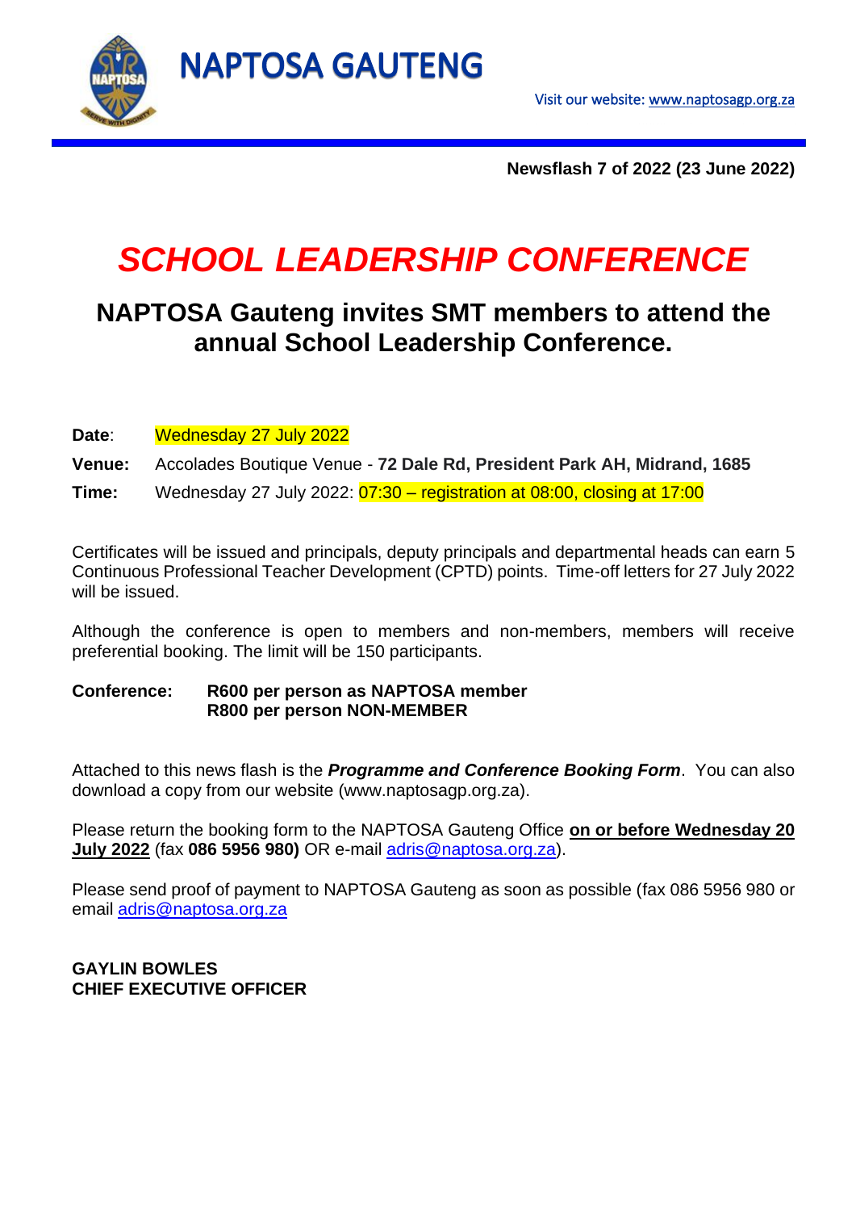# NAPTOSA GAUTENG

Visit our website: www.naptosagp.org.za

**Newsflash 7 of 2022 (23 June 2022)**

# *SCHOOL LEADERSHIP CONFERENCE*

## NAPTOSA Gauteng invites SMT members to attend the annual School Leadership Conference.

**Date**: Wednesday 27 July 2022

**Venue:** Accolades Boutique Venue - **72 Dale Rd, President Park AH, Midrand, 1685**

**Time:** Wednesday 27 July 2022: 07:30 – registration at 08:00, closing at 17:00

Certificates will be issued and principals, deputy principals and departmental heads can earn 5 Continuous Professional Teacher Development (CPTD) points. Time-off letters for 27 July 2022 will be issued.

Although the conference is open to members and non-members, members will receive preferential booking. The limit will be 150 participants.

**Conference:** **R600 per person as NAPTOSA member**
**R800 per person NON-MEMBER**

Attached to this news flash is the ***Programme and Conference Booking Form***. You can also download a copy from our website (www.naptosagp.org.za).

Please return the booking form to the NAPTOSA Gauteng Office **on or before Wednesday 20 July 2022** (fax **086 5956 980)** OR e-mail adris@naptosa.org.za).

Please send proof of payment to NAPTOSA Gauteng as soon as possible (fax 086 5956 980 or email adris@naptosa.org.za

**GAYLIN BOWLES**
**CHIEF EXECUTIVE OFFICER**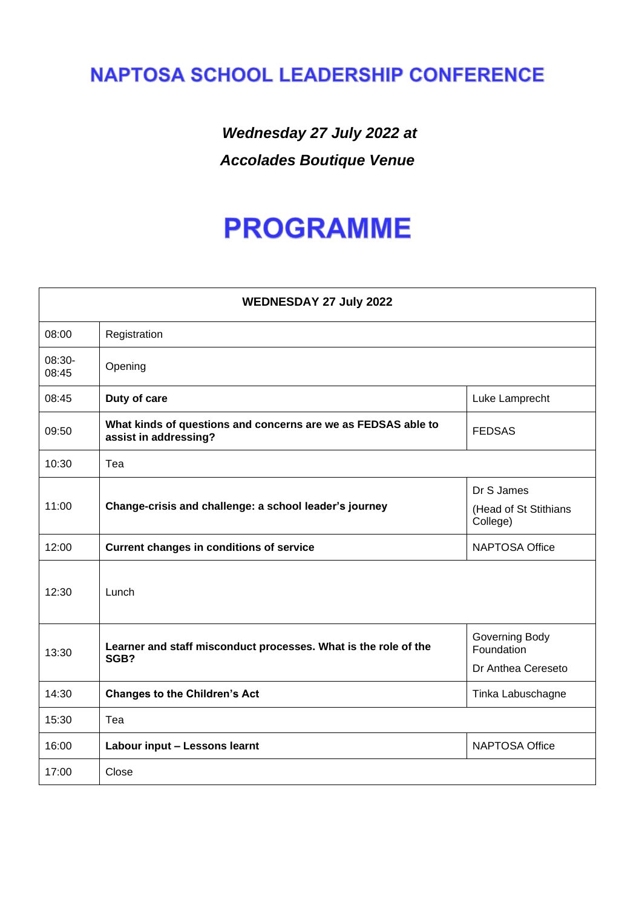# NAPTOSA SCHOOL LEADERSHIP CONFERENCE

***Wednesday 27 July 2022 at***

***Accolades Boutique Venue***

# PROGRAMME

| WEDNESDAY 27 July 2022 | | |
|---|---|---|
| 08:00 | Registration | |
| 08:30-08:45 | Opening | |
| 08:45 | **Duty of care** | Luke Lamprecht |
| 09:50 | **What kinds of questions and concerns are we as FEDSAS able to assist in addressing?** | FEDSAS |
| 10:30 | Tea | |
| 11:00 | **Change-crisis and challenge: a school leader's journey** | Dr S James (Head of St Stithians College) |
| 12:00 | **Current changes in conditions of service** | NAPTOSA Office |
| 12:30 | Lunch | |
| 13:30 | **Learner and staff misconduct processes. What is the role of the SGB?** | Governing Body Foundation Dr Anthea Cereseto |
| 14:30 | **Changes to the Children's Act** | Tinka Labuschagne |
| 15:30 | Tea | |
| 16:00 | **Labour input – Lessons learnt** | NAPTOSA Office |
| 17:00 | Close | |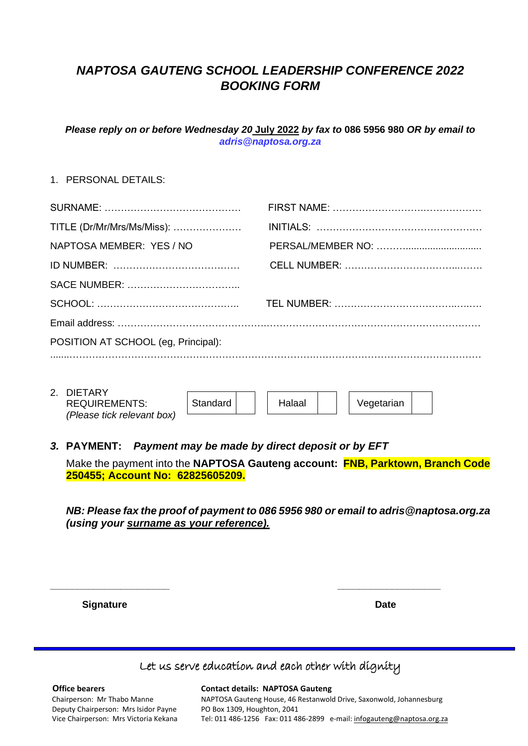# *NAPTOSA GAUTENG SCHOOL LEADERSHIP CONFERENCE 2022*
# *BOOKING FORM*

***Please reply on or before Wednesday 20 July 2022 by fax to* 086 5956 980 *OR by email to* *adris@naptosa.org.za***

1. PERSONAL DETAILS:

| | |
|---|---|
| SURNAME: …………………………………… | FIRST NAME: ………………………….…………… |
| TITLE (Dr/Mr/Mrs/Ms/Miss): ………………… | INITIALS: …………………………………………… |
| NAPTOSA MEMBER: YES / NO | PERSAL/MEMBER NO: ……............................. |
| ID NUMBER: ………………………………… | CELL NUMBER: ……………………………..……. |
| SACE NUMBER: …………………………….. | |
| SCHOOL: …………………………………….. | TEL NUMBER: ………………………………..….…. |

Email address: ……………………………………….…………………………………………………………

POSITION AT SCHOOL (eg, Principal):

.......………………………………………………………….……………………………………………

2. DIETARY REQUIREMENTS: *(Please tick relevant box)*

| Standard | | Halaal | | Vegetarian | |
|---|---|---|---|---|---|

***3.*** **PAYMENT:** ***Payment may be made by direct deposit or by EFT***

Make the payment into the **NAPTOSA Gauteng account: FNB, Parktown, Branch Code 250455; Account No: 62825605209.**

***NB: Please fax the proof of payment to 086 5956 980 or email to adris@naptosa.org.za (using your surname as your reference).***

\_\_\_\_\_\_\_\_\_\_\_\_\_\_\_\_\_\_\_\_\_\_\_\_ &nbsp;&nbsp;&nbsp;&nbsp;&nbsp;&nbsp;&nbsp;&nbsp;&nbsp;&nbsp;&nbsp;&nbsp;&nbsp;&nbsp;&nbsp;&nbsp;&nbsp;&nbsp;&nbsp;&nbsp; \_\_\_\_\_\_\_\_\_\_\_\_\_\_\_\_\_\_\_\_\_

**Signature** &nbsp;&nbsp;&nbsp;&nbsp;&nbsp;&nbsp;&nbsp;&nbsp;&nbsp;&nbsp;&nbsp;&nbsp;&nbsp;&nbsp;&nbsp;&nbsp;&nbsp;&nbsp;&nbsp;&nbsp;&nbsp;&nbsp;&nbsp;&nbsp;&nbsp;&nbsp;&nbsp;&nbsp;&nbsp;&nbsp; **Date**

Let us serve education and each other with dignity

**Office bearers**
Chairperson: Mr Thabo Manne
Deputy Chairperson: Mrs Isidor Payne
Vice Chairperson: Mrs Victoria Kekana

**Contact details: NAPTOSA Gauteng**
NAPTOSA Gauteng House, 46 Restanwold Drive, Saxonwold, Johannesburg
PO Box 1309, Houghton, 2041
Tel: 011 486-1256 Fax: 011 486-2899 e-mail: infogauteng@naptosa.org.za